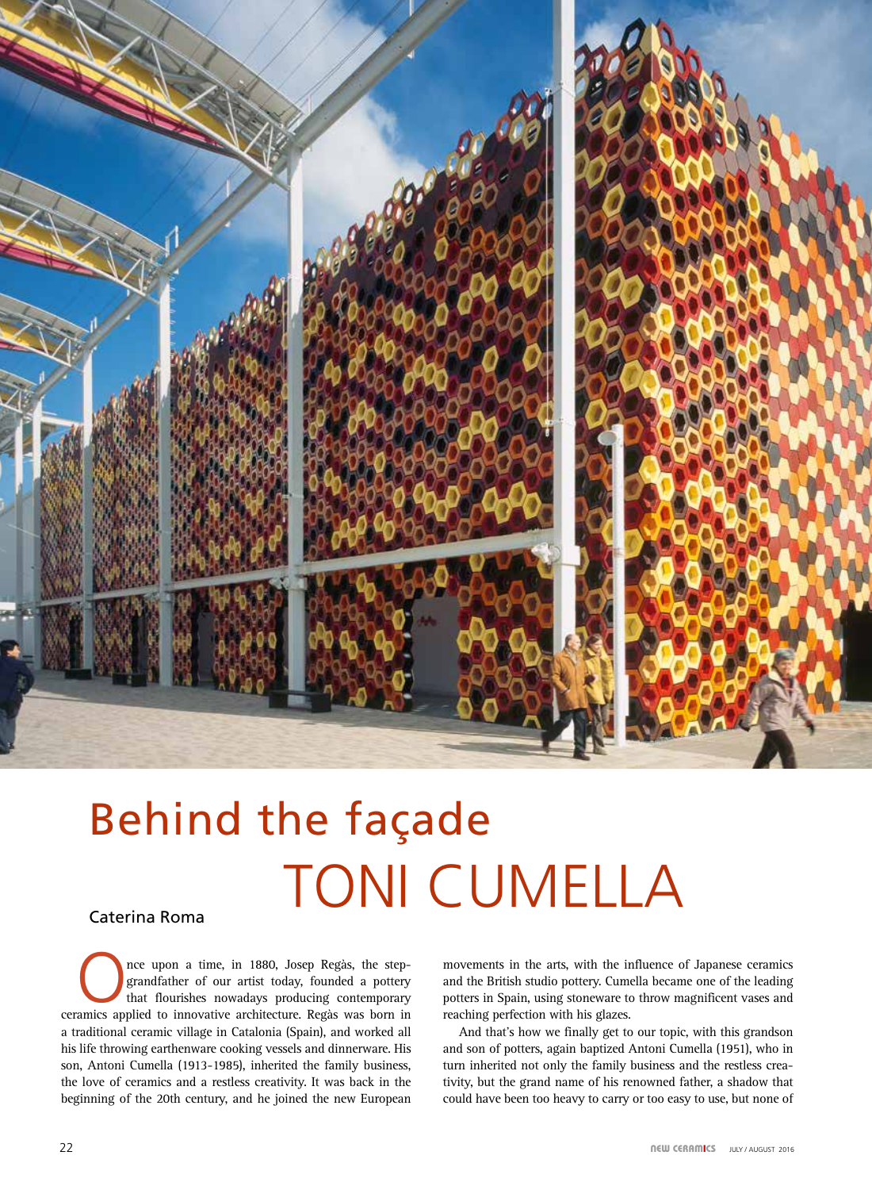# Behind the façade
# TONI CUMELLA

Caterina Roma

Once upon a time, in 1880, Josep Regàs, the step-grandfather of our artist today, founded a pottery that flourishes nowadays producing contemporary ceramics applied to innovative architecture. Regàs was born in a traditional ceramic village in Catalonia (Spain), and worked all his life throwing earthenware cooking vessels and dinnerware. His son, Antoni Cumella (1913-1985), inherited the family business, the love of ceramics and a restless creativity. It was back in the beginning of the 20th century, and he joined the new European movements in the arts, with the influence of Japanese ceramics and the British studio pottery. Cumella became one of the leading potters in Spain, using stoneware to throw magnificent vases and reaching perfection with his glazes.

And that's how we finally get to our topic, with this grandson and son of potters, again baptized Antoni Cumella (1951), who in turn inherited not only the family business and the restless creativity, but the grand name of his renowned father, a shadow that could have been too heavy to carry or too easy to use, but none of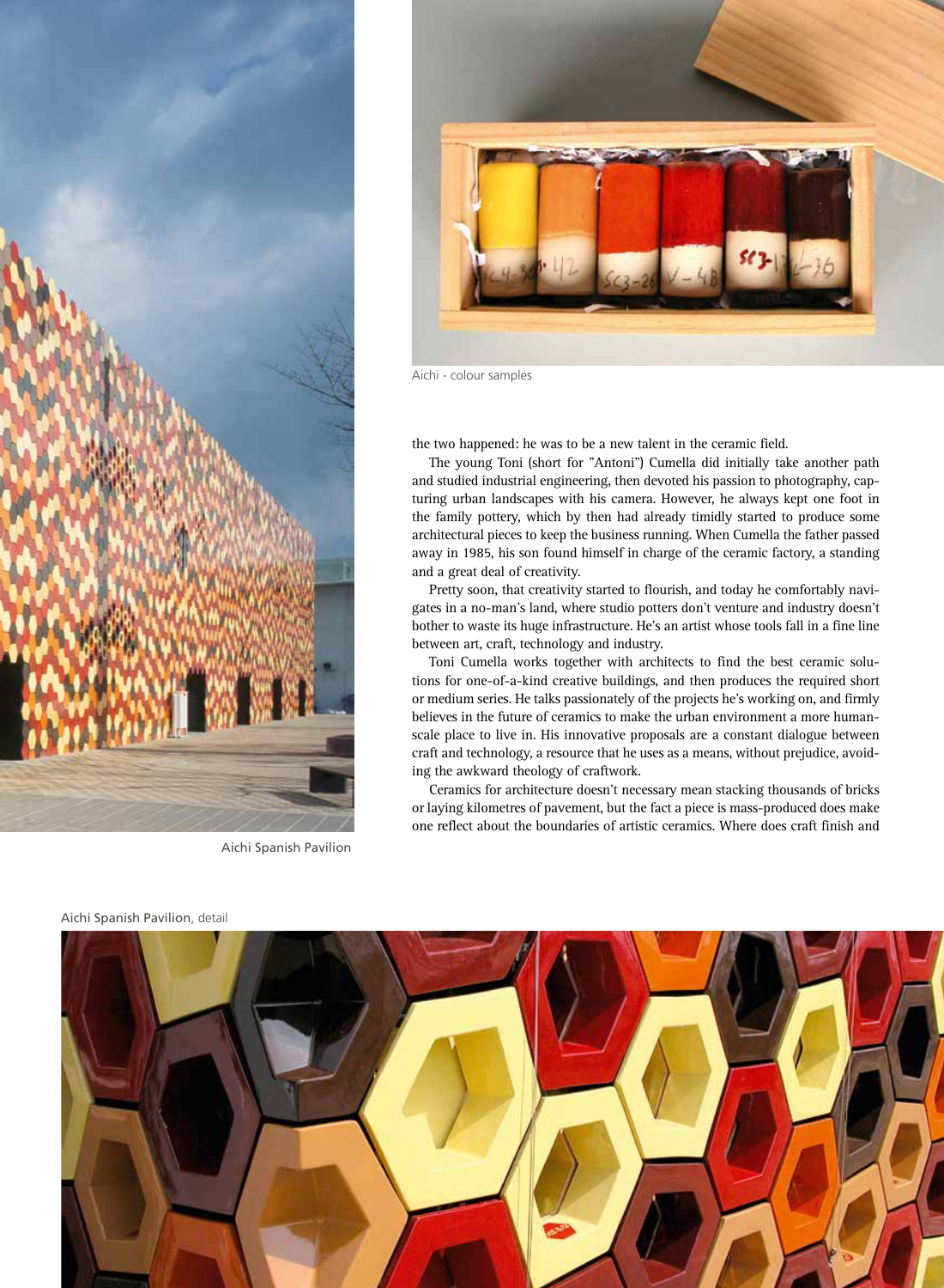Aichi - colour samples

Aichi Spanish Pavilion

the two happened: he was to be a new talent in the ceramic field.

The young Toni (short for "Antoni") Cumella did initially take another path and studied industrial engineering, then devoted his passion to photography, capturing urban landscapes with his camera. However, he always kept one foot in the family pottery, which by then had already timidly started to produce some architectural pieces to keep the business running. When Cumella the father passed away in 1985, his son found himself in charge of the ceramic factory, a standing and a great deal of creativity.

Pretty soon, that creativity started to flourish, and today he comfortably navigates in a no-man's land, where studio potters don't venture and industry doesn't bother to waste its huge infrastructure. He's an artist whose tools fall in a fine line between art, craft, technology and industry.

Toni Cumella works together with architects to find the best ceramic solutions for one-of-a-kind creative buildings, and then produces the required short or medium series. He talks passionately of the projects he's working on, and firmly believes in the future of ceramics to make the urban environment a more human-scale place to live in. His innovative proposals are a constant dialogue between craft and technology, a resource that he uses as a means, without prejudice, avoiding the awkward theology of craftwork.

Ceramics for architecture doesn't necessary mean stacking thousands of bricks or laying kilometres of pavement, but the fact a piece is mass-produced does make one reflect about the boundaries of artistic ceramics. Where does craft finish and

Aichi Spanish Pavilion, detail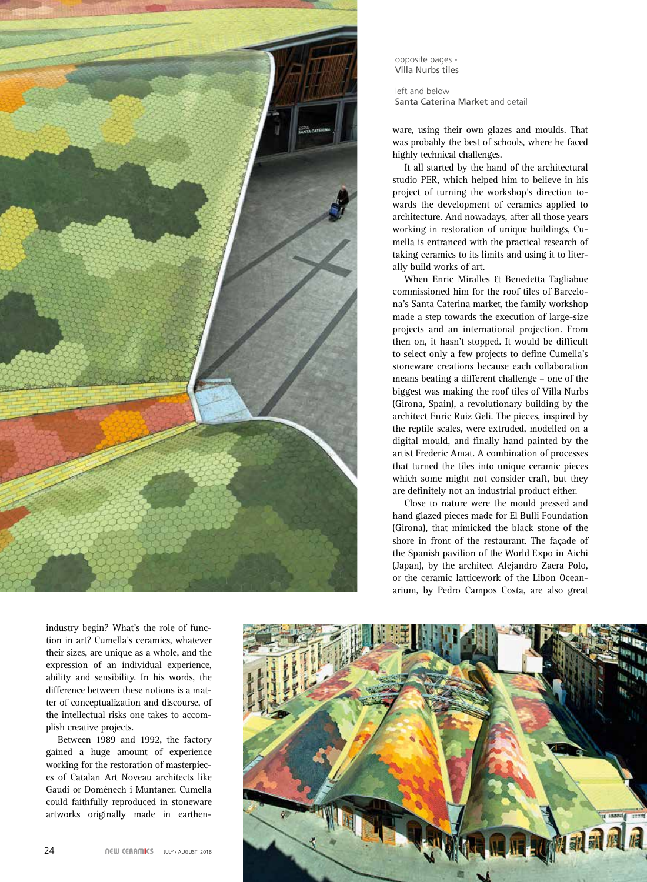opposite pages -
Villa Nurbs tiles

left and below
Santa Caterina Market and detail

industry begin? What's the role of function in art? Cumella's ceramics, whatever their sizes, are unique as a whole, and the expression of an individual experience, ability and sensibility. In his words, the difference between these notions is a matter of conceptualization and discourse, of the intellectual risks one takes to accomplish creative projects.

Between 1989 and 1992, the factory gained a huge amount of experience working for the restoration of masterpieces of Catalan Art Noveau architects like Gaudí or Domènech i Muntaner. Cumella could faithfully reproduced in stoneware artworks originally made in earthenware, using their own glazes and moulds. That was probably the best of schools, where he faced highly technical challenges.

It all started by the hand of the architectural studio PER, which helped him to believe in his project of turning the workshop's direction towards the development of ceramics applied to architecture. And nowadays, after all those years working in restoration of unique buildings, Cumella is entranced with the practical research of taking ceramics to its limits and using it to literally build works of art.

When Enric Miralles & Benedetta Tagliabue commissioned him for the roof tiles of Barcelona's Santa Caterina market, the family workshop made a step towards the execution of large-size projects and an international projection. From then on, it hasn't stopped. It would be difficult to select only a few projects to define Cumella's stoneware creations because each collaboration means beating a different challenge – one of the biggest was making the roof tiles of Villa Nurbs (Girona, Spain), a revolutionary building by the architect Enric Ruiz Geli. The pieces, inspired by the reptile scales, were extruded, modelled on a digital mould, and finally hand painted by the artist Frederic Amat. A combination of processes that turned the tiles into unique ceramic pieces which some might not consider craft, but they are definitely not an industrial product either.

Close to nature were the mould pressed and hand glazed pieces made for El Bulli Foundation (Girona), that mimicked the black stone of the shore in front of the restaurant. The façade of the Spanish pavilion of the World Expo in Aichi (Japan), by the architect Alejandro Zaera Polo, or the ceramic latticework of the Libon Ocean­arium, by Pedro Campos Costa, are also great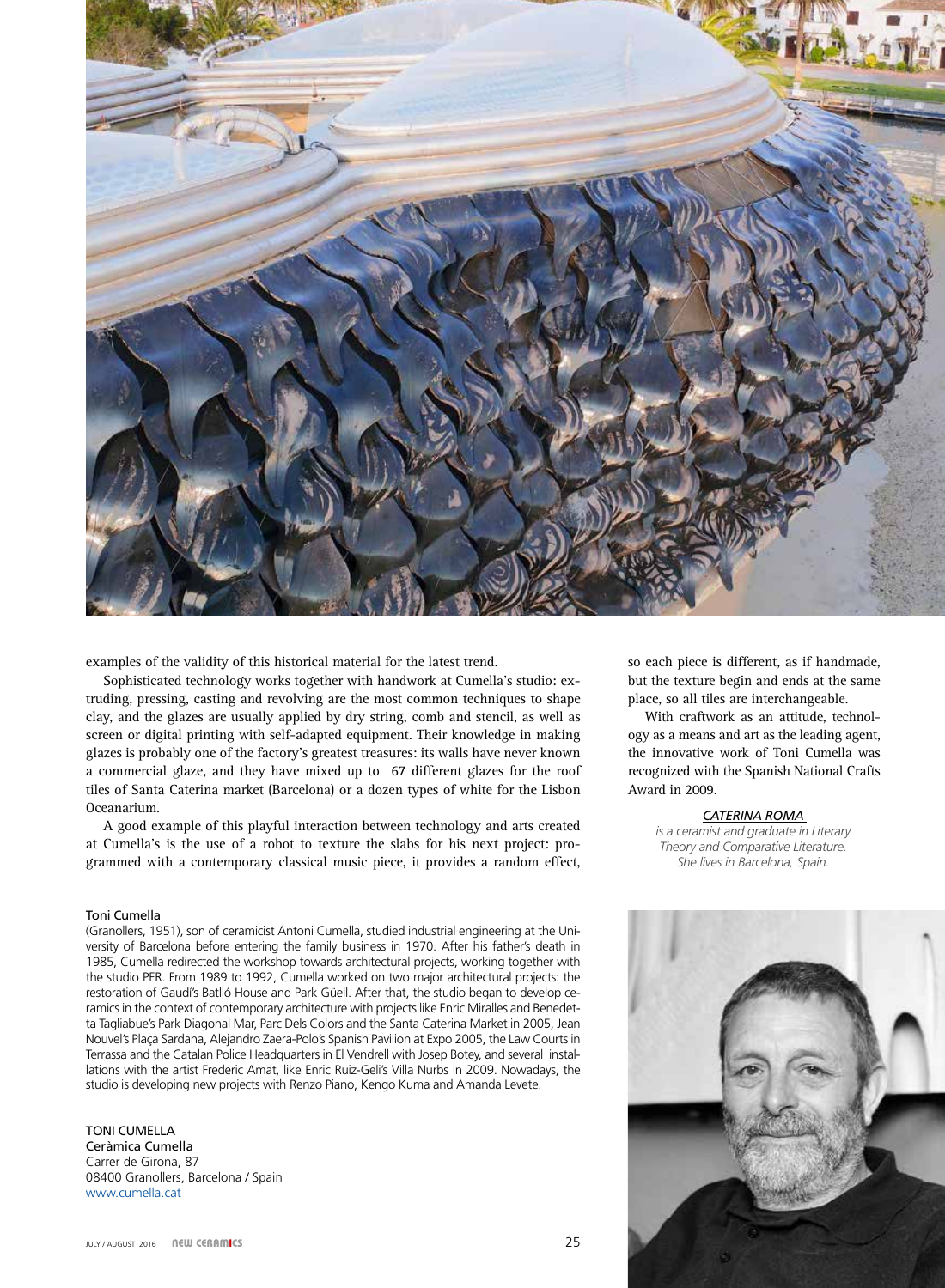examples of the validity of this historical material for the latest trend.

Sophisticated technology works together with handwork at Cumella's studio: extruding, pressing, casting and revolving are the most common techniques to shape clay, and the glazes are usually applied by dry string, comb and stencil, as well as screen or digital printing with self-adapted equipment. Their knowledge in making glazes is probably one of the factory's greatest treasures: its walls have never known a commercial glaze, and they have mixed up to 67 different glazes for the roof tiles of Santa Caterina market (Barcelona) or a dozen types of white for the Lisbon Oceanarium.

A good example of this playful interaction between technology and arts created at Cumella's is the use of a robot to texture the slabs for his next project: programmed with a contemporary classical music piece, it provides a random effect, so each piece is different, as if handmade, but the texture begin and ends at the same place, so all tiles are interchangeable.

With craftwork as an attitude, technology as a means and art as the leading agent, the innovative work of Toni Cumella was recognized with the Spanish National Crafts Award in 2009.

*CATERINA ROMA*
*is a ceramist and graduate in Literary Theory and Comparative Literature. She lives in Barcelona, Spain.*

**Toni Cumella**
(Granollers, 1951), son of ceramicist Antoni Cumella, studied industrial engineering at the University of Barcelona before entering the family business in 1970. After his father's death in 1985, Cumella redirected the workshop towards architectural projects, working together with the studio PER. From 1989 to 1992, Cumella worked on two major architectural projects: the restoration of Gaudí's Batlló House and Park Güell. After that, the studio began to develop ceramics in the context of contemporary architecture with projects like Enric Miralles and Benedetta Tagliabue's Park Diagonal Mar, Parc Dels Colors and the Santa Caterina Market in 2005, Jean Nouvel's Plaça Sardana, Alejandro Zaera-Polo's Spanish Pavilion at Expo 2005, the Law Courts in Terrassa and the Catalan Police Headquarters in El Vendrell with Josep Botey, and several installations with the artist Frederic Amat, like Enric Ruiz-Geli's Villa Nurbs in 2009. Nowadays, the studio is developing new projects with Renzo Piano, Kengo Kuma and Amanda Levete.

TONI CUMELLA
Ceràmica Cumella
Carrer de Girona, 87
08400 Granollers, Barcelona / Spain
www.cumella.cat